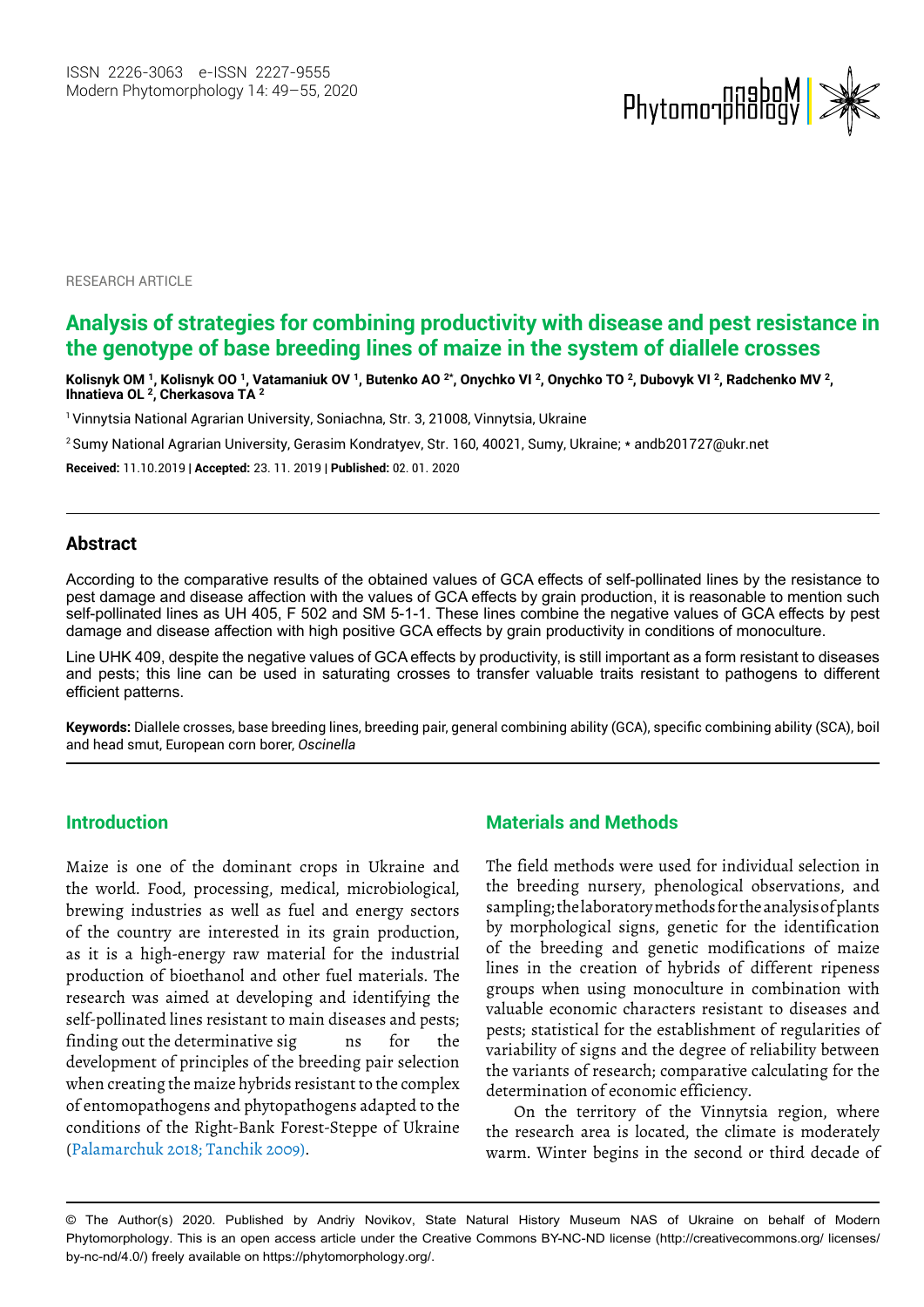RESEARCH ARTICLE

# Analysis of strategies for combining productivity with disease and pest resistance in the genotype of base breeding lines of maize in the system of diallele crosses

**Kolisnyk OM [1], Kolisnyk OO [1], Vatamaniuk OV [1], Butenko AO [2*], Onychko VI [2], Onychko TO [2], Dubovyk VI [2], Radchenko MV [2], Ihnatieva OL [2], Cherkasova TA [2]**

[1] Vinnytsia National Agrarian University, Soniachna, Str. 3, 21008, Vinnytsia, Ukraine

[2] Sumy National Agrarian University, Gerasim Kondratyev, Str. 160, 40021, Sumy, Ukraine; * andb201727@ukr.net

**Received:** 11.10.2019 | **Accepted:** 23. 11. 2019 | **Published:** 02. 01. 2020

## Abstract

According to the comparative results of the obtained values of GCA effects of self-pollinated lines by the resistance to pest damage and disease affection with the values of GCA effects by grain production, it is reasonable to mention such self-pollinated lines as UH 405, F 502 and SM 5-1-1. These lines combine the negative values of GCA effects by pest damage and disease affection with high positive GCA effects by grain productivity in conditions of monoculture.

Line UHK 409, despite the negative values of GCA effects by productivity, is still important as a form resistant to diseases and pests; this line can be used in saturating crosses to transfer valuable traits resistant to pathogens to different efficient patterns.

**Keywords:** Diallele crosses, base breeding lines, breeding pair, general combining ability (GCA), specific combining ability (SCA), boil and head smut, European corn borer, *Oscinella*

## Introduction

Maize is one of the dominant crops in Ukraine and the world. Food, processing, medical, microbiological, brewing industries as well as fuel and energy sectors of the country are interested in its grain production, as it is a high-energy raw material for the industrial production of bioethanol and other fuel materials. The research was aimed at developing and identifying the self-pollinated lines resistant to main diseases and pests; finding out the determinative sig ns for the development of principles of the breeding pair selection when creating the maize hybrids resistant to the complex of entomopathogens and phytopathogens adapted to the conditions of the Right-Bank Forest-Steppe of Ukraine (Palamarchuk 2018; Tanchik 2009).

## Materials and Methods

The field methods were used for individual selection in the breeding nursery, phenological observations, and sampling; the laboratory methods for the analysis of plants by morphological signs, genetic for the identification of the breeding and genetic modifications of maize lines in the creation of hybrids of different ripeness groups when using monoculture in combination with valuable economic characters resistant to diseases and pests; statistical for the establishment of regularities of variability of signs and the degree of reliability between the variants of research; comparative calculating for the determination of economic efficiency.

On the territory of the Vinnytsia region, where the research area is located, the climate is moderately warm. Winter begins in the second or third decade of

© The Author(s) 2020. Published by Andriy Novikov, State Natural History Museum NAS of Ukraine on behalf of Modern Phytomorphology. This is an open access article under the Creative Commons BY-NC-ND license (http://creativecommons.org/ licenses/ by-nc-nd/4.0/) freely available on https://phytomorphology.org/.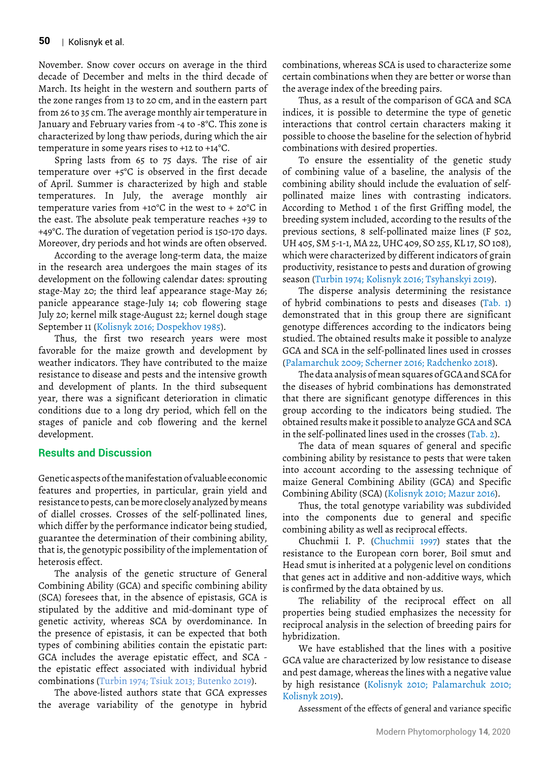November. Snow cover occurs on average in the third decade of December and melts in the third decade of March. Its height in the western and southern parts of the zone ranges from 13 to 20 cm, and in the eastern part from 26 to 35 cm. The average monthly air temperature in January and February varies from -4 to -8°C. This zone is characterized by long thaw periods, during which the air temperature in some years rises to +12 to +14°C.

Spring lasts from 65 to 75 days. The rise of air temperature over +5°C is observed in the first decade of April. Summer is characterized by high and stable temperatures. In July, the average monthly air temperature varies from +10°C in the west to + 20°C in the east. The absolute peak temperature reaches +39 to +49°C. The duration of vegetation period is 150-170 days. Moreover, dry periods and hot winds are often observed.

According to the average long-term data, the maize in the research area undergoes the main stages of its development on the following calendar dates: sprouting stage-May 20; the third leaf appearance stage-May 26; panicle appearance stage-July 14; cob flowering stage July 20; kernel milk stage-August 22; kernel dough stage September 11 (Kolisnyk 2016; Dospekhov 1985).

Thus, the first two research years were most favorable for the maize growth and development by weather indicators. They have contributed to the maize resistance to disease and pests and the intensive growth and development of plants. In the third subsequent year, there was a significant deterioration in climatic conditions due to a long dry period, which fell on the stages of panicle and cob flowering and the kernel development.

## Results and Discussion

Genetic aspects of the manifestation of valuable economic features and properties, in particular, grain yield and resistance to pests, can be more closely analyzed by means of diallel crosses. Crosses of the self-pollinated lines, which differ by the performance indicator being studied, guarantee the determination of their combining ability, that is, the genotypic possibility of the implementation of heterosis effect.

The analysis of the genetic structure of General Combining Ability (GCA) and specific combining ability (SCA) foresees that, in the absence of epistasis, GCA is stipulated by the additive and mid-dominant type of genetic activity, whereas SCA by overdominance. In the presence of epistasis, it can be expected that both types of combining abilities contain the epistatic part: GCA includes the average epistatic effect, and SCA - the epistatic effect associated with individual hybrid combinations (Turbin 1974; Tsiuk 2013; Butenko 2019).

The above-listed authors state that GCA expresses the average variability of the genotype in hybrid combinations, whereas SCA is used to characterize some certain combinations when they are better or worse than the average index of the breeding pairs.

Thus, as a result of the comparison of GCA and SCA indices, it is possible to determine the type of genetic interactions that control certain characters making it possible to choose the baseline for the selection of hybrid combinations with desired properties.

To ensure the essentiality of the genetic study of combining value of a baseline, the analysis of the combining ability should include the evaluation of self-pollinated maize lines with contrasting indicators. According to Method 1 of the first Griffing model, the breeding system included, according to the results of the previous sections, 8 self-pollinated maize lines (F 502, UH 405, SM 5-1-1, MA 22, UHC 409, SO 255, KL 17, SO 108), which were characterized by different indicators of grain productivity, resistance to pests and duration of growing season (Turbin 1974; Kolisnyk 2016; Tsyhanskyi 2019).

The disperse analysis determining the resistance of hybrid combinations to pests and diseases (Tab. 1) demonstrated that in this group there are significant genotype differences according to the indicators being studied. The obtained results make it possible to analyze GCA and SCA in the self-pollinated lines used in crosses (Palamarchuk 2009; Scherner 2016; Radchenko 2018).

The data analysis of mean squares of GCA and SCA for the diseases of hybrid combinations has demonstrated that there are significant genotype differences in this group according to the indicators being studied. The obtained results make it possible to analyze GCA and SCA in the self-pollinated lines used in the crosses (Tab. 2).

The data of mean squares of general and specific combining ability by resistance to pests that were taken into account according to the assessing technique of maize General Combining Ability (GCA) and Specific Combining Ability (SCA) (Kolisnyk 2010; Mazur 2016).

Thus, the total genotype variability was subdivided into the components due to general and specific combining ability as well as reciprocal effects.

Chuchmii I. P. (Chuchmii 1997) states that the resistance to the European corn borer, Boil smut and Head smut is inherited at a polygenic level on conditions that genes act in additive and non-additive ways, which is confirmed by the data obtained by us.

The reliability of the reciprocal effect on all properties being studied emphasizes the necessity for reciprocal analysis in the selection of breeding pairs for hybridization.

We have established that the lines with a positive GCA value are characterized by low resistance to disease and pest damage, whereas the lines with a negative value by high resistance (Kolisnyk 2010; Palamarchuk 2010; Kolisnyk 2019).

Assessment of the effects of general and variance specific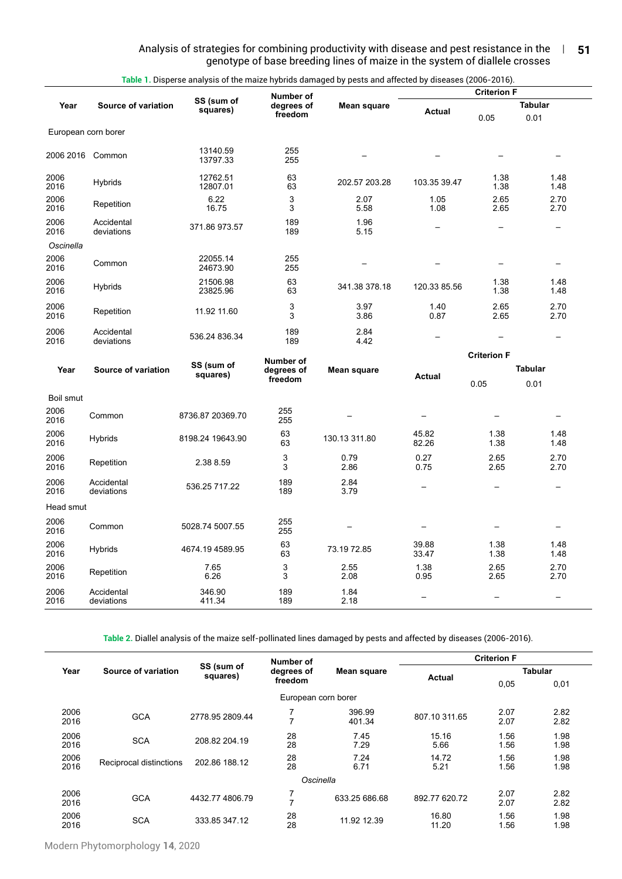Table 1. Disperse analysis of the maize hybrids damaged by pests and affected by diseases (2006-2016).

| Year | Source of variation | SS (sum of squares) | Number of degrees of freedom | Mean square | Criterion F | | |
|---|---|---|---|---|---|---|---|
| | | | | | Actual | Tabular | |
| | | | | | | 0.05 | 0.01 |
| European corn borer | | | | | | | |
| 2006 2016 | Common | 13140.59 13797.33 | 255 255 | – | – | – | – |
| 2006 2016 | Hybrids | 12762.51 12807.01 | 63 63 | 202.57 203.28 | 103.35 39.47 | 1.38 1.38 | 1.48 1.48 |
| 2006 2016 | Repetition | 6.22 16.75 | 3 3 | 2.07 5.58 | 1.05 1.08 | 2.65 2.65 | 2.70 2.70 |
| 2006 2016 | Accidental deviations | 371.86 973.57 | 189 189 | 1.96 5.15 | – | – | – |
| *Oscinella* | | | | | | | |
| 2006 2016 | Common | 22055.14 24673.90 | 255 255 | – | – | – | – |
| 2006 2016 | Hybrids | 21506.98 23825.96 | 63 63 | 341.38 378.18 | 120.33 85.56 | 1.38 1.38 | 1.48 1.48 |
| 2006 2016 | Repetition | 11.92 11.60 | 3 3 | 3.97 3.86 | 1.40 0.87 | 2.65 2.65 | 2.70 2.70 |
| 2006 2016 | Accidental deviations | 536.24 836.34 | 189 189 | 2.84 4.42 | – | – | – |
| Boil smut | | | | | | | |
| 2006 2016 | Common | 8736.87 20369.70 | 255 255 | – | – | – | – |
| 2006 2016 | Hybrids | 8198.24 19643.90 | 63 63 | 130.13 311.80 | 45.82 82.26 | 1.38 1.38 | 1.48 1.48 |
| 2006 2016 | Repetition | 2.38 8.59 | 3 3 | 0.79 2.86 | 0.27 0.75 | 2.65 2.65 | 2.70 2.70 |
| 2006 2016 | Accidental deviations | 536.25 717.22 | 189 189 | 2.84 3.79 | – | – | – |
| Head smut | | | | | | | |
| 2006 2016 | Common | 5028.74 5007.55 | 255 255 | – | – | – | – |
| 2006 2016 | Hybrids | 4674.19 4589.95 | 63 63 | 73.19 72.85 | 39.88 33.47 | 1.38 1.38 | 1.48 1.48 |
| 2006 2016 | Repetition | 7.65 6.26 | 3 3 | 2.55 2.08 | 1.38 0.95 | 2.65 2.65 | 2.70 2.70 |
| 2006 2016 | Accidental deviations | 346.90 411.34 | 189 189 | 1.84 2.18 | – | – | – |

Table 2. Diallel analysis of the maize self-pollinated lines damaged by pests and affected by diseases (2006-2016).

| Year | Source of variation | SS (sum of squares) | Number of degrees of freedom | Mean square | Criterion F | | |
|---|---|---|---|---|---|---|---|
| | | | | | Actual | Tabular | |
| | | | | | | 0,05 | 0,01 |
| European corn borer | | | | | | | |
| 2006 2016 | GCA | 2778.95 2809.44 | 7 7 | 396.99 401.34 | 807.10 311.65 | 2.07 2.07 | 2.82 2.82 |
| 2006 2016 | SCA | 208.82 204.19 | 28 28 | 7.45 7.29 | 15.16 5.66 | 1.56 1.56 | 1.98 1.98 |
| 2006 2016 | Reciprocal distinctions | 202.86 188.12 | 28 28 | 7.24 6.71 | 14.72 5.21 | 1.56 1.56 | 1.98 1.98 |
| *Oscinella* | | | | | | | |
| 2006 2016 | GCA | 4432.77 4806.79 | 7 7 | 633.25 686.68 | 892.77 620.72 | 2.07 2.07 | 2.82 2.82 |
| 2006 2016 | SCA | 333.85 347.12 | 28 28 | 11.92 12.39 | 16.80 11.20 | 1.56 1.56 | 1.98 1.98 |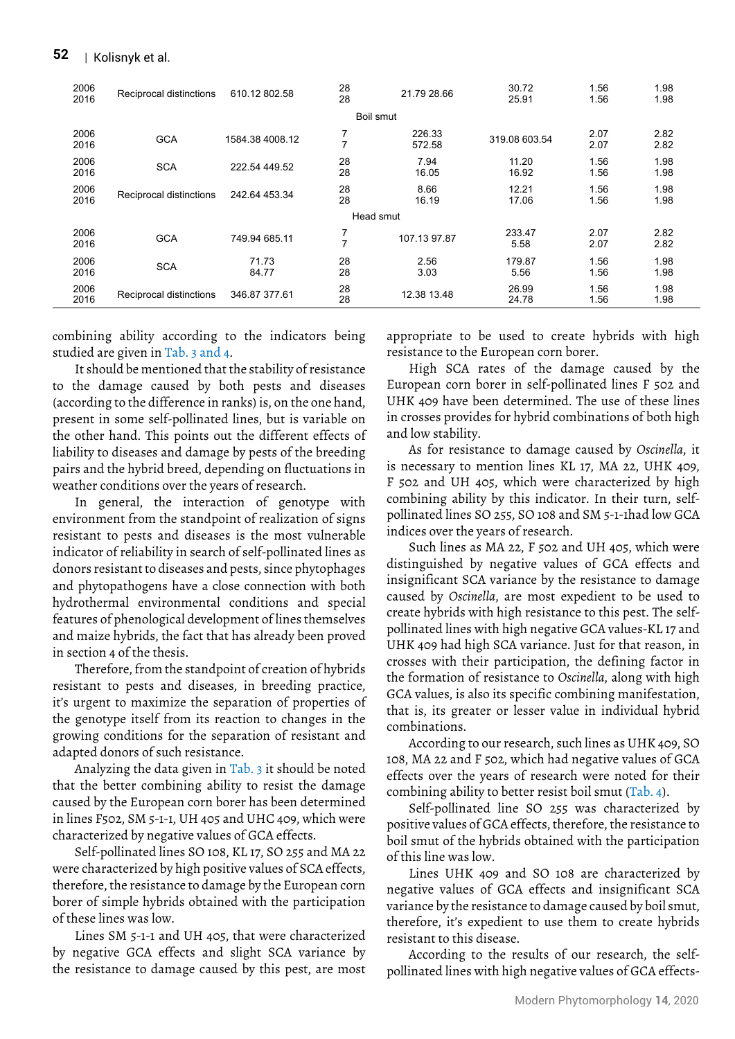| | | | | | | |
|---|---|---|---|---|---|---|
| 2006 2016 | Reciprocal distinctions | 610.12 802.58 | 28 28 | 21.79 28.66 | 30.72 25.91 | 1.56 1.56 | 1.98 1.98 |
| Boil smut | | | | | | | |
| 2006 2016 | GCA | 1584.38 4008.12 | 7 7 | 226.33 572.58 | 319.08 603.54 | 2.07 2.07 | 2.82 2.82 |
| 2006 2016 | SCA | 222.54 449.52 | 28 28 | 7.94 16.05 | 11.20 16.92 | 1.56 1.56 | 1.98 1.98 |
| 2006 2016 | Reciprocal distinctions | 242.64 453.34 | 28 28 | 8.66 16.19 | 12.21 17.06 | 1.56 1.56 | 1.98 1.98 |
| Head smut | | | | | | | |
| 2006 2016 | GCA | 749.94 685.11 | 7 7 | 107.13 97.87 | 233.47 5.58 | 2.07 2.07 | 2.82 2.82 |
| 2006 2016 | SCA | 71.73 84.77 | 28 28 | 2.56 3.03 | 179.87 5.56 | 1.56 1.56 | 1.98 1.98 |
| 2006 2016 | Reciprocal distinctions | 346.87 377.61 | 28 28 | 12.38 13.48 | 26.99 24.78 | 1.56 1.56 | 1.98 1.98 |

combining ability according to the indicators being studied are given in Tab. 3 and 4.

It should be mentioned that the stability of resistance to the damage caused by both pests and diseases (according to the difference in ranks) is, on the one hand, present in some self-pollinated lines, but is variable on the other hand. This points out the different effects of liability to diseases and damage by pests of the breeding pairs and the hybrid breed, depending on fluctuations in weather conditions over the years of research.

In general, the interaction of genotype with environment from the standpoint of realization of signs resistant to pests and diseases is the most vulnerable indicator of reliability in search of self-pollinated lines as donors resistant to diseases and pests, since phytophages and phytopathogens have a close connection with both hydrothermal environmental conditions and special features of phenological development of lines themselves and maize hybrids, the fact that has already been proved in section 4 of the thesis.

Therefore, from the standpoint of creation of hybrids resistant to pests and diseases, in breeding practice, it's urgent to maximize the separation of properties of the genotype itself from its reaction to changes in the growing conditions for the separation of resistant and adapted donors of such resistance.

Analyzing the data given in Tab. 3 it should be noted that the better combining ability to resist the damage caused by the European corn borer has been determined in lines F502, SM 5-1-1, UH 405 and UHC 409, which were characterized by negative values of GCA effects.

Self-pollinated lines SO 108, KL 17, SO 255 and MA 22 were characterized by high positive values of SCA effects, therefore, the resistance to damage by the European corn borer of simple hybrids obtained with the participation of these lines was low.

Lines SM 5-1-1 and UH 405, that were characterized by negative GCA effects and slight SCA variance by the resistance to damage caused by this pest, are most appropriate to be used to create hybrids with high resistance to the European corn borer.

High SCA rates of the damage caused by the European corn borer in self-pollinated lines F 502 and UHK 409 have been determined. The use of these lines in crosses provides for hybrid combinations of both high and low stability.

As for resistance to damage caused by *Oscinella*, it is necessary to mention lines KL 17, MA 22, UHK 409, F 502 and UH 405, which were characterized by high combining ability by this indicator. In their turn, self-pollinated lines SO 255, SO 108 and SM 5-1-1had low GCA indices over the years of research.

Such lines as MA 22, F 502 and UH 405, which were distinguished by negative values of GCA effects and insignificant SCA variance by the resistance to damage caused by *Oscinella*, are most expedient to be used to create hybrids with high resistance to this pest. The self-pollinated lines with high negative GCA values-KL 17 and UHK 409 had high SCA variance. Just for that reason, in crosses with their participation, the defining factor in the formation of resistance to *Oscinella*, along with high GCA values, is also its specific combining manifestation, that is, its greater or lesser value in individual hybrid combinations.

According to our research, such lines as UHK 409, SO 108, MA 22 and F 502, which had negative values of GCA effects over the years of research were noted for their combining ability to better resist boil smut (Tab. 4).

Self-pollinated line SO 255 was characterized by positive values of GCA effects, therefore, the resistance to boil smut of the hybrids obtained with the participation of this line was low.

Lines UHK 409 and SO 108 are characterized by negative values of GCA effects and insignificant SCA variance by the resistance to damage caused by boil smut, therefore, it's expedient to use them to create hybrids resistant to this disease.

According to the results of our research, the self-pollinated lines with high negative values of GCA effects-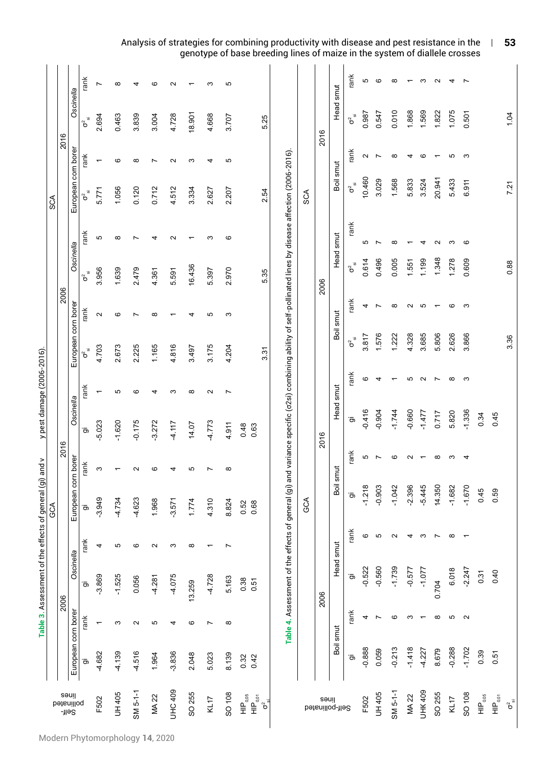**Table 3.** Assessment of the effects of general ($g_i$) and v y pest damage (2006-2016).

| Self-pollinated lines | GCA | | | | | | | | SCA | | | | | | | |
|---|---|---|---|---|---|---|---|---|---|---|---|---|---|---|---|---|
| | 2006 | | | | 2016 | | | | 2006 | | | | 2016 | | | |
| | European corn borer | | *Oscinella* | | European corn borer | | *Oscinella* | | European corn borer | | *Oscinella* | | European corn borer | | *Oscinella* | |
| | $g_i$ | rank | $g_i$ | rank | $g_i$ | rank | $g_i$ | rank | $\sigma^2_{si}$ | rank | $\sigma^2_{si}$ | rank | $\sigma^2_{si}$ | rank | $\sigma^2_{si}$ | rank |
| F502 | -4.682 | 1 | -3.869 | 4 | -3.949 | 3 | -5.023 | 1 | 4.703 | 2 | 3.956 | 5 | 5.771 | 1 | 2.694 | 7 |
| UH 405 | -4.139 | 3 | -1.525 | 5 | -4.734 | 1 | -1.620 | 5 | 2.673 | 6 | 1.639 | 8 | 1.056 | 6 | 0.463 | 8 |
| SM 5-1-1 | -4.516 | 2 | 0.056 | 6 | -4.623 | 2 | -0.175 | 6 | 2.225 | 7 | 2.479 | 7 | 0.120 | 8 | 3.839 | 4 |
| MA 22 | 1.964 | 5 | -4.281 | 2 | 1.968 | 6 | -3.272 | 4 | 1.165 | 8 | 4.361 | 4 | 0.712 | 7 | 3.004 | 6 |
| UHC 409 | -3.836 | 4 | -4.075 | 3 | -3.571 | 4 | -4.117 | 3 | 4.816 | 1 | 5.591 | 2 | 4.512 | 2 | 4.728 | 2 |
| SO 255 | 2.048 | 6 | 13.259 | 8 | 1.774 | 5 | 14.07 | 8 | 3.497 | 4 | 16.436 | 1 | 3.334 | 3 | 18.901 | 1 |
| KL17 | 5.023 | 7 | -4.728 | 1 | 4.310 | 7 | -4.773 | 2 | 3.175 | 5 | 5.397 | 3 | 2.627 | 4 | 4.668 | 3 |
| SO 108 | 8.139 | 8 | 5.163 | 7 | 8.824 | 8 | 4.911 | 7 | 4.204 | 3 | 2.970 | 6 | 2.207 | 5 | 3.707 | 5 |
| $HIP_{0.05}$ | 0.32 | | 0.38 | | 0.52 | | 0.48 | | | | | | | | | |
| $HIP_{0.01}$ | 0.42 | | 0.51 | | 0.68 | | 0.63 | | | | | | | | | |
| $\sigma^2_{si}$ | | | | | | | | | 3.31 | | 5.35 | | 2.54 | | 5.25 | |

**Table 4.** Assessment of the effects of general ($g_i$) and variance specific ($\sigma^2_{si}$) combining ability of self-pollinated lines by disease affection (2006-2016).

| Self-pollinated lines | GCA | | | | | | | | SCA | | | | | | | |
|---|---|---|---|---|---|---|---|---|---|---|---|---|---|---|---|---|
| | 2006 | | | | 2016 | | | | 2006 | | | | 2016 | | | |
| | Boil smut | | Head smut | | Boil smut | | Head smut | | Boil smut | | Head smut | | Boil smut | | Head smut | |
| | $g_i$ | rank | $g_i$ | rank | $g_i$ | rank | $g_i$ | rank | $\sigma^2_{si}$ | rank | $\sigma^2_{si}$ | rank | $\sigma^2_{si}$ | rank | $\sigma^2_{si}$ | rank |
| F502 | -0.888 | 4 | -0.522 | 6 | -1.218 | 5 | -0.416 | 6 | 3.817 | 4 | 0.614 | 5 | 10.460 | 2 | 0.987 | 5 |
| UH 405 | 0.059 | 7 | -0.560 | 5 | -0.903 | 7 | -0.904 | 4 | 1.576 | 7 | 0.496 | 7 | 3.029 | 7 | 0.547 | 6 |
| SM 5-1-1 | -0.213 | 6 | -1.739 | 2 | -1.042 | 6 | -1.744 | 1 | 1.222 | 8 | 0.005 | 8 | 1.568 | 8 | 0.010 | 8 |
| MA 22 | -1.418 | 3 | -0.577 | 4 | -2.396 | 2 | -0.660 | 5 | 4.328 | 2 | 1.551 | 1 | 5.833 | 4 | 1.868 | 1 |
| UHK 409 | -4.227 | 1 | -1.077 | 3 | -5.445 | 1 | -1.477 | 2 | 3.685 | 5 | 1.199 | 4 | 3.524 | 6 | 1.569 | 3 |
| SO 255 | 8.679 | 8 | 0.704 | 7 | 14.350 | 8 | 0.717 | 7 | 5.806 | 1 | 1.348 | 2 | 20.941 | 1 | 1.822 | 2 |
| KL17 | -0.288 | 5 | 6.018 | 8 | -1.682 | 3 | 5.820 | 8 | 2.626 | 6 | 1.278 | 3 | 5.433 | 5 | 1.075 | 4 |
| SO 108 | -1.702 | 2 | -2.247 | 1 | -1.670 | 4 | -1.336 | 3 | 3.866 | 3 | 0.609 | 6 | 6.911 | 3 | 0.501 | 7 |
| $HIP_{0.05}$ | 0.39 | | 0.31 | | 0.45 | | 0.34 | | | | | | | | | |
| $HIP_{0.01}$ | 0.51 | | 0.40 | | 0.59 | | 0.45 | | | | | | | | | |
| $\sigma^2_{si}$ | | | | | | | | | 3.36 | | 0.88 | | 7.21 | | 1.04 | |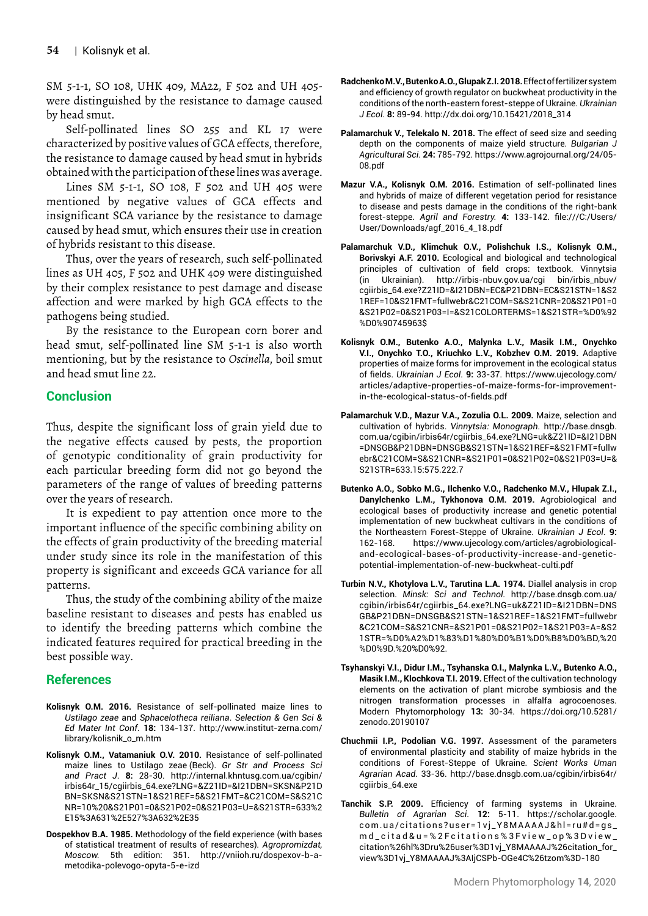SM 5-1-1, SO 108, UHK 409, MA22, F 502 and UH 405- were distinguished by the resistance to damage caused by head smut.

Self-pollinated lines SO 255 and KL 17 were characterized by positive values of GCA effects, therefore, the resistance to damage caused by head smut in hybrids obtained with the participation of these lines was average.

Lines SM 5-1-1, SO 108, F 502 and UH 405 were mentioned by negative values of GCA effects and insignificant SCA variance by the resistance to damage caused by head smut, which ensures their use in creation of hybrids resistant to this disease.

Thus, over the years of research, such self-pollinated lines as UH 405, F 502 and UHK 409 were distinguished by their complex resistance to pest damage and disease affection and were marked by high GCA effects to the pathogens being studied.

By the resistance to the European corn borer and head smut, self-pollinated line SM 5-1-1 is also worth mentioning, but by the resistance to *Oscinella*, boil smut and head smut line 22.

## Conclusion

Thus, despite the significant loss of grain yield due to the negative effects caused by pests, the proportion of genotypic conditionality of grain productivity for each particular breeding form did not go beyond the parameters of the range of values of breeding patterns over the years of research.

It is expedient to pay attention once more to the important influence of the specific combining ability on the effects of grain productivity of the breeding material under study since its role in the manifestation of this property is significant and exceeds GCA variance for all patterns.

Thus, the study of the combining ability of the maize baseline resistant to diseases and pests has enabled us to identify the breeding patterns which combine the indicated features required for practical breeding in the best possible way.

## References

**Kolisnyk O.M. 2016.** Resistance of self-pollinated maize lines to *Ustilago zeae* and *Sphacelotheca reiliana*. *Selection & Gen Sci & Ed Mater Int Conf.* **18:** 134-137. http://www.institut-zerna.com/library/kolisnik_o_m.htm

**Kolisnyk O.M., Vatamaniuk O.V. 2010.** Resistance of self-pollinated maize lines to Ustilago zeae (Beck). *Gr Str and Process Sci and Pract J.* **8:** 28-30. http://internal.khntusg.com.ua/cgibin/irbis64r_15/cgiirbis_64.exe?LNG=&Z21ID=&I21DBN=SKSN&P21DBN=SKSN&S21STN=1&S21REF=5&S21FMT=&C21COM=S&S21CNR=10%20&S21P01=0&S21P02=0&S21P03=U=&S21STR=633%2E15%3A631%2E527%3A632%2E35

**Dospekhov B.A. 1985.** Methodology of the field experience (with bases of statistical treatment of results of researches). *Agropromizdat, Moscow.* 5th edition: 351. http://vniioh.ru/dospexov-b-a-metodika-polevogo-opyta-5-e-izd

**Radchenko M.V., Butenko A.O., Glupak Z.I. 2018.** Effect of fertilizer system and efficiency of growth regulator on buckwheat productivity in the conditions of the north-eastern forest-steppe of Ukraine. *Ukrainian J Ecol.* **8:** 89-94. http://dx.doi.org/10.15421/2018_314

**Palamarchuk V., Telekalo N. 2018.** The effect of seed size and seeding depth on the components of maize yield structure. *Bulgarian J Agricultural Sci.* **24:** 785-792. https://www.agrojournal.org/24/05-08.pdf

**Mazur V.A., Kolisnyk O.M. 2016.** Estimation of self-pollinated lines and hybrids of maize of different vegetation period for resistance to disease and pests damage in the conditions of the right-bank forest-steppe. *Agril and Forestry.* **4:** 133-142. file:///C:/Users/User/Downloads/agf_2016_4_18.pdf

**Palamarchuk V.D., Klimchuk O.V., Polishchuk I.S., Kolisnyk O.M., Borivskyi A.F. 2010.** Ecological and biological and technological principles of cultivation of field crops: textbook. Vinnytsia (in Ukrainian). http://irbis-nbuv.gov.ua/cgi bin/irbis_nbuv/cgiirbis_64.exe?Z21ID=&I21DBN=EC&P21DBN=EC&S21STN=1&S21REF=10&S21FMT=fullwebr&C21COM=S&S21CNR=20&S21P01=0&S21P02=0&S21P03=I=&S21COLORTERMS=1&S21STR=%D0%92%D0%90745963$

**Kolisnyk O.M., Butenko A.O., Malynka L.V., Masik I.M., Onychko V.I., Onychko T.O., Kriuchko L.V., Kobzhev O.M. 2019.** Adaptive properties of maize forms for improvement in the ecological status of fields. *Ukrainian J Ecol.* **9:** 33-37. https://www.ujecology.com/articles/adaptive-properties-of-maize-forms-for-improvement-in-the-ecological-status-of-fields.pdf

**Palamarchuk V.D., Mazur V.A., Zozulia O.L. 2009.** Maize, selection and cultivation of hybrids. *Vinnytsia: Monograph.* http://base.dnsgb.com.ua/cgibin/irbis64r/cgiirbis_64.exe?LNG=uk&Z21ID=&I21DBN=DNSGB&P21DBN=DNSGB&S21STN=1&S21REF=&S21FMT=fullwebr&C21COM=S&S21CNR=&S21P01=0&S21P02=0&S21P03=U=&S21STR=633.15:575.222.7

**Butenko A.O., Sobko M.G., Ilchenko V.O., Radchenko M.V., Hlupak Z.I., Danylchenko L.M., Tykhonova O.M. 2019.** Agrobiological and ecological bases of productivity increase and genetic potential implementation of new buckwheat cultivars in the conditions of the Northeastern Forest-Steppe of Ukraine. *Ukrainian J Ecol.* **9:** 162-168. https://www.ujecology.com/articles/agrobiological-and-ecological-bases-of-productivity-increase-and-genetic-potential-implementation-of-new-buckwheat-culti.pdf

**Turbin N.V., Khotylova L.V., Tarutina L.A. 1974.** Diallel analysis in crop selection. *Minsk: Sci and Technol.* http://base.dnsgb.com.ua/cgibin/irbis64r/cgiirbis_64.exe?LNG=uk&Z21ID=&I21DBN=DNSGB&P21DBN=DNSGB&S21STN=1&S21REF=1&S21FMT=fullwebr&C21COM=S&S21CNR=&S21P01=0&S21P02=1&S21P03=A=&S21STR=%D0%A2%D1%83%D1%80%D0%B1%D0%B8%D0%BD,%20%D0%9D.%20%D0%92.

**Tsyhanskyi V.I., Didur I.M., Tsyhanska O.I., Malynka L.V., Butenko A.O., Masik I.M., Klochkova T.I. 2019.** Effect of the cultivation technology elements on the activation of plant microbe symbiosis and the nitrogen transformation processes in alfalfa agrocoenoses. Modern Phytomorphology **13:** 30-34. https://doi.org/10.5281/zenodo.20190107

**Chuchmii I.P., Podolian V.G. 1997.** Assessment of the parameters of environmental plasticity and stability of maize hybrids in the conditions of Forest-Steppe of Ukraine. *Scient Works Uman Agrarian Acad.* 33-36. http://base.dnsgb.com.ua/cgibin/irbis64r/cgiirbis_64.exe

**Tanchik S.P. 2009.** Efficiency of farming systems in Ukraine. *Bulletin of Agrarian Sci.* **12:** 5-11. https://scholar.google.com.ua/citations?user=1vj_Y8MAAAAJ&hl=ru#d=gs_md_cita-d&u=%2Fcitations%3Fview_op%3Dview_citation%26hl%3Dru%26user%3D1vj_Y8MAAAAJ%26citation_for_view%3D1vj_Y8MAAAAJ%3AIjCSPb-OGe4C%26tzom%3D-180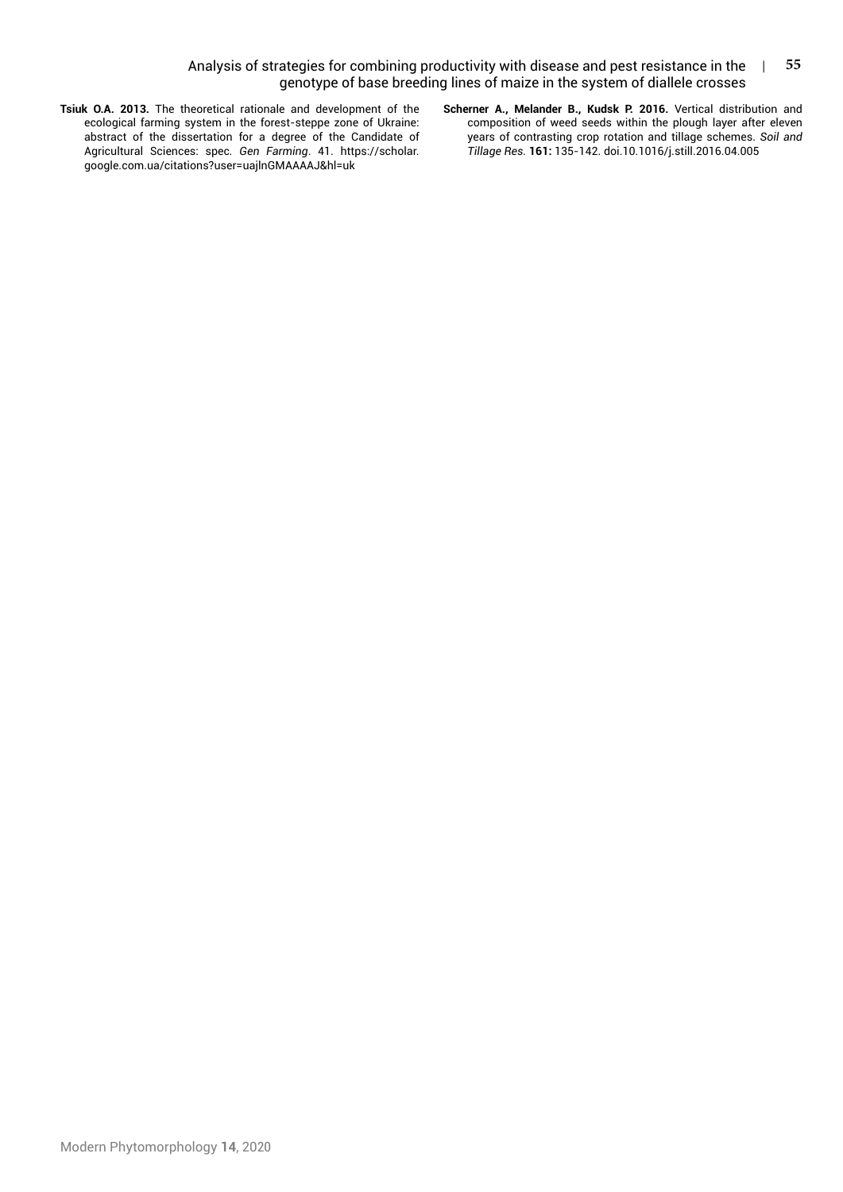**Tsiuk O.A. 2013.** The theoretical rationale and development of the ecological farming system in the forest-steppe zone of Ukraine: abstract of the dissertation for a degree of the Candidate of Agricultural Sciences: spec. *Gen Farming*. 41. https://scholar.google.com.ua/citations?user=uajlnGMAAAAJ&hl=uk

**Scherner A., Melander B., Kudsk P. 2016.** Vertical distribution and composition of weed seeds within the plough layer after eleven years of contrasting crop rotation and tillage schemes. *Soil and Tillage Res.* **161:** 135-142. doi.10.1016/j.still.2016.04.005